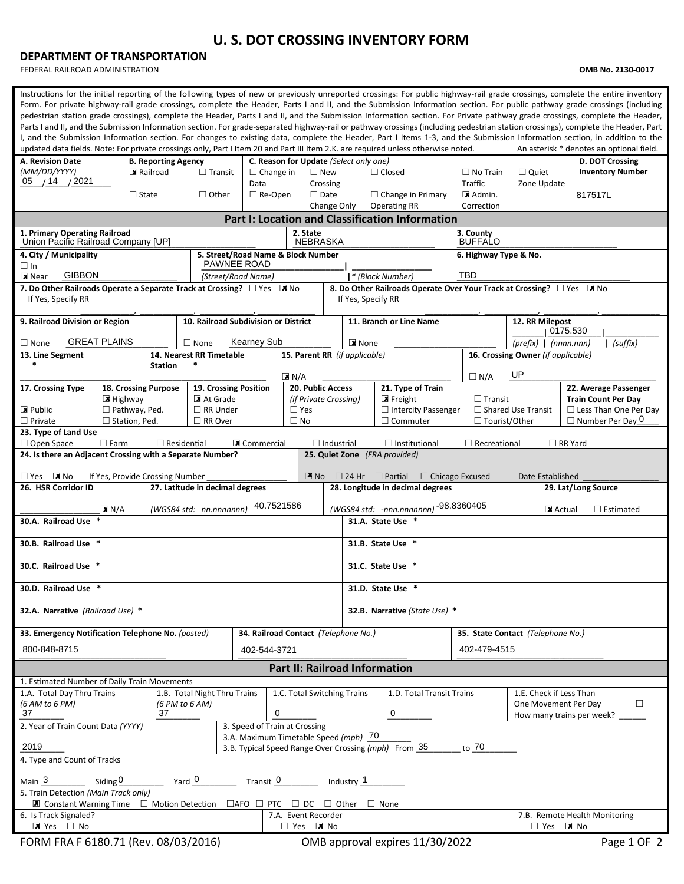# U. S. DOT CROSSING INVENTORY FORM

**DEPARTMENT OF TRANSPORTATION**

FEDERAL RAILROAD ADMINISTRATION

**OMB No. 2130-0017**

Instructions for the initial reporting of the following types of new or previously unreported crossings: For public highway-rail grade crossings, complete the entire inventory Form. For private highway-rail grade crossings, complete the Header, Parts I and II, and the Submission Information section. For public pathway grade crossings (including pedestrian station grade crossings), complete the Header, Parts I and II, and the Submission Information section. For Private pathway grade crossings, complete the Header, Parts I and II, and the Submission Information section. For grade-separated highway-rail or pathway crossings (including pedestrian station crossings), complete the Header, Part I, and the Submission Information section. For changes to existing data, complete the Header, Part I Items 1-3, and the Submission Information section, in addition to the updated data fields. Note: For private crossings only, Part I Item 20 and Part III Item 2.K. are required unless otherwise noted. An asterisk * denotes an optional field.

| A. Revision Date (MM/DD/YYYY) | B. Reporting Agency | C. Reason for Update (Select only one) | D. DOT Crossing Inventory Number |
|---|---|---|---|
| 05 / 14 / 2021 | ☒ Railroad ☐ Transit ☐ State ☐ Other | ☐ Change in Data ☐ New Crossing ☐ Closed ☐ No Train Traffic ☐ Quiet Zone Update ☐ Re-Open ☐ Date Change Only ☐ Change in Primary Operating RR ☒ Admin. Correction | 817517L |

## Part I: Location and Classification Information

| Field | Value |
|---|---|
| 1. Primary Operating Railroad | Union Pacific Railroad Company [UP] |
| 2. State | NEBRASKA |
| 3. County | BUFFALO |
| 4. City / Municipality | ☐ In ☒ Near GIBBON |
| 5. Street/Road Name & Block Number | PAWNEE ROAD (Street/Road Name) \| * (Block Number) |
| 6. Highway Type & No. | TBD |
| 7. Do Other Railroads Operate a Separate Track at Crossing? | ☐ Yes ☒ No — If Yes, Specify RR |
| 8. Do Other Railroads Operate Over Your Track at Crossing? | ☐ Yes ☒ No — If Yes, Specify RR |
| 9. Railroad Division or Region | ☐ None GREAT PLAINS |
| 10. Railroad Subdivision or District | ☐ None Kearney Sub |
| 11. Branch or Line Name | ☒ None |
| 12. RR Milepost | (prefix) \| 0175.530 (nnnn.nnn) \| (suffix) |
| 13. Line Segment * | |
| 14. Nearest RR Timetable Station * | |
| 15. Parent RR (if applicable) | ☒ N/A |
| 16. Crossing Owner (if applicable) | ☐ N/A UP |
| 17. Crossing Type | ☒ Public ☐ Private |
| 18. Crossing Purpose | ☒ Highway ☐ Pathway, Ped. ☐ Station, Ped. |
| 19. Crossing Position | ☒ At Grade ☐ RR Under ☐ RR Over |
| 20. Public Access (if Private Crossing) | ☐ Yes ☐ No |
| 21. Type of Train | ☒ Freight ☐ Transit ☐ Intercity Passenger ☐ Shared Use Transit ☐ Commuter ☐ Tourist/Other |
| 22. Average Passenger Train Count Per Day | ☐ Less Than One Per Day ☐ Number Per Day 0 |
| 23. Type of Land Use | ☐ Open Space ☐ Farm ☐ Residential ☒ Commercial ☐ Industrial ☐ Institutional ☐ Recreational ☐ RR Yard |
| 24. Is there an Adjacent Crossing with a Separate Number? | ☐ Yes ☒ No — If Yes, Provide Crossing Number |
| 25. Quiet Zone (FRA provided) | ☒ No ☐ 24 Hr ☐ Partial ☐ Chicago Excused — Date Established |
| 26. HSR Corridor ID | ☒ N/A |
| 27. Latitude in decimal degrees (WGS84 std: nn.nnnnnnn) | 40.7521586 |
| 28. Longitude in decimal degrees (WGS84 std: -nnn.nnnnnnn) | -98.8360405 |
| 29. Lat/Long Source | ☒ Actual ☐ Estimated |
| 30.A. Railroad Use * | |
| 31.A. State Use * | |
| 30.B. Railroad Use * | |
| 31.B. State Use * | |
| 30.C. Railroad Use * | |
| 31.C. State Use * | |
| 30.D. Railroad Use * | |
| 31.D. State Use * | |
| 32.A. Narrative (Railroad Use) * | |
| 32.B. Narrative (State Use) * | |
| 33. Emergency Notification Telephone No. (posted) | 800-848-8715 |
| 34. Railroad Contact (Telephone No.) | 402-544-3721 |
| 35. State Contact (Telephone No.) | 402-479-4515 |

## Part II: Railroad Information

| Field | Value |
|---|---|
| 1. Estimated Number of Daily Train Movements | |
| 1.A. Total Day Thru Trains (6 AM to 6 PM) | 37 |
| 1.B. Total Night Thru Trains (6 PM to 6 AM) | 37 |
| 1.C. Total Switching Trains | 0 |
| 1.D. Total Transit Trains | 0 |
| 1.E. Check if Less Than One Movement Per Day ☐ How many trains per week? | |
| 2. Year of Train Count Data (YYYY) | 2019 |
| 3. Speed of Train at Crossing — 3.A. Maximum Timetable Speed (mph) | 70 |
| 3.B. Typical Speed Range Over Crossing (mph) | From 35 to 70 |
| 4. Type and Count of Tracks | Main 3 Siding 0 Yard 0 Transit 0 Industry 1 |
| 5. Train Detection (Main Track only) | ☒ Constant Warning Time ☐ Motion Detection ☐AFO ☐ PTC ☐ DC ☐ Other ☐ None |
| 6. Is Track Signaled? | ☒ Yes ☐ No |
| 7.A. Event Recorder | ☐ Yes ☒ No |
| 7.B. Remote Health Monitoring | ☐ Yes ☒ No |

FORM FRA F 6180.71 (Rev. 08/03/2016) OMB approval expires 11/30/2022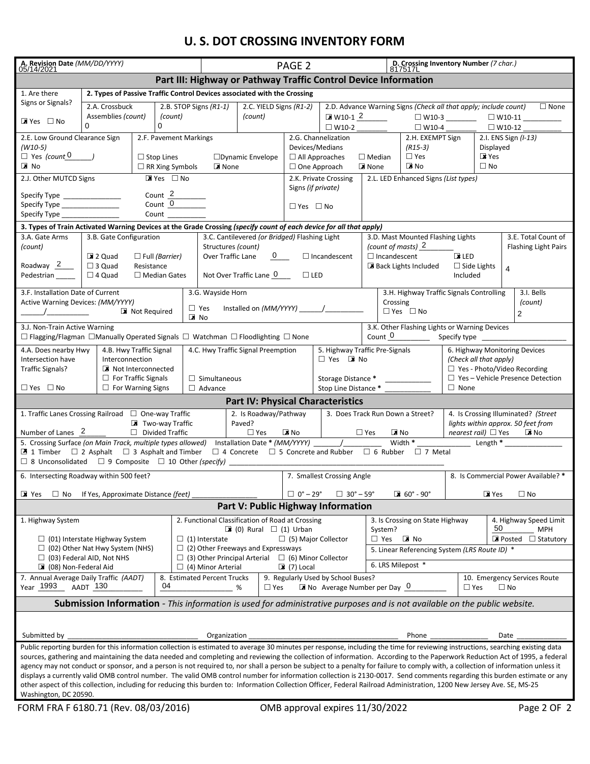# U. S. DOT CROSSING INVENTORY FORM

**A. Revision Date** *(MM/DD/YYYY)* 05/14/2021

PAGE 2

**D. Crossing Inventory Number** *(7 char.)* 817517L

## Part III: Highway or Pathway Traffic Control Device Information

**1. Are there Signs or Signals?** ☒ Yes ☐ No

**2. Types of Passive Traffic Control Devices associated with the Crossing**

- 2.A. Crossbuck Assemblies *(count)*: 0
- 2.B. STOP Signs (R1-1) *(count)*: 0
- 2.C. YIELD Signs (R1-2) *(count)*:
- 2.D. Advance Warning Signs *(Check all that apply; include count)* ☐ None
  - ☒ W10-1 2 ☐ W10-2 ☐ W10-3 ☐ W10-4 ☐ W10-11 ☐ W10-12
- 2.E. Low Ground Clearance Sign (W10-5): ☐ Yes *(count* 0 *)* ☒ No
- 2.F. Pavement Markings: ☐ Stop Lines ☐ RR Xing Symbols ☐ Dynamic Envelope ☒ None
- 2.G. Channelization Devices/Medians: ☐ All Approaches ☐ One Approach ☐ Median ☒ None
- 2.H. EXEMPT Sign (R15-3): ☐ Yes ☒ No
- 2.I. ENS Sign (I-13) Displayed: ☒ Yes ☐ No
- 2.J. Other MUTCD Signs: ☒ Yes ☐ No
  - Specify Type ______ Count 2
  - Specify Type ______ Count 0
  - Specify Type ______ Count ______
- 2.K. Private Crossing Signs *(if private)*: ☐ Yes ☐ No
- 2.L. LED Enhanced Signs *(List types)*:

**3. Types of Train Activated Warning Devices at the Grade Crossing** *(specify count of each device for all that apply)*

- 3.A. Gate Arms *(count)*: Roadway 2 Pedestrian ____
- 3.B. Gate Configuration: ☒ 2 Quad ☐ 3 Quad ☐ 4 Quad ☐ Full *(Barrier)* Resistance ☐ Median Gates
- 3.C. Cantilevered *(or Bridged)* Flashing Light Structures *(count)*: Over Traffic Lane 0 Not Over Traffic Lane 0 ☐ Incandescent ☐ LED
- 3.D. Mast Mounted Flashing Lights *(count of masts)* 2: ☐ Incandescent ☒ LED ☒ Back Lights Included ☐ Side Lights Included
- 3.E. Total Count of Flashing Light Pairs: 4
- 3.F. Installation Date of Current Active Warning Devices: *(MM/YYYY)* ____/____ ☒ Not Required
- 3.G. Wayside Horn: ☐ Yes ☒ No Installed on *(MM/YYYY)* ____/____
- 3.H. Highway Traffic Signals Controlling Crossing: ☐ Yes ☐ No
- 3.I. Bells *(count)*: 2
- 3.J. Non-Train Active Warning: ☐ Flagging/Flagman ☐ Manually Operated Signals ☐ Watchman ☐ Floodlighting ☐ None
- 3.K. Other Flashing Lights or Warning Devices: Count 0 Specify type ______

- 4.A. Does nearby Hwy Intersection have Traffic Signals? ☐ Yes ☐ No
- 4.B. Hwy Traffic Signal Interconnection: ☒ Not Interconnected ☐ For Traffic Signals ☐ For Warning Signs
- 4.C. Hwy Traffic Signal Preemption: ☐ Simultaneous ☐ Advance
- 5. Highway Traffic Pre-Signals: ☐ Yes ☒ No — Storage Distance * ______ Stop Line Distance * ______
- 6. Highway Monitoring Devices *(Check all that apply)*: ☐ Yes - Photo/Video Recording ☐ Yes – Vehicle Presence Detection ☐ None

## Part IV: Physical Characteristics

- 1. Traffic Lanes Crossing Railroad: ☐ One-way Traffic ☒ Two-way Traffic ☐ Divided Traffic — Number of Lanes 2
- 2. Is Roadway/Pathway Paved? ☐ Yes ☒ No
- 3. Does Track Run Down a Street? ☐ Yes ☒ No
- 4. Is Crossing Illuminated? *(Street lights within approx. 50 feet from nearest rail)* ☐ Yes ☒ No
- 5. Crossing Surface *(on Main Track, multiple types allowed)* Installation Date * *(MM/YYYY)* ____/____ Width * ______ Length * ______
  - ☒ 1 Timber ☐ 2 Asphalt ☐ 3 Asphalt and Timber ☐ 4 Concrete ☐ 5 Concrete and Rubber ☐ 6 Rubber ☐ 7 Metal ☐ 8 Unconsolidated ☐ 9 Composite ☐ 10 Other *(specify)* ______
- 6. Intersecting Roadway within 500 feet? ☒ Yes ☐ No If Yes, Approximate Distance *(feet)* ______
- 7. Smallest Crossing Angle: ☐ 0° – 29° ☐ 30° – 59° ☒ 60° - 90°
- 8. Is Commercial Power Available? * ☒ Yes ☐ No

## Part V: Public Highway Information

- 1. Highway System: ☐ (01) Interstate Highway System ☐ (02) Other Nat Hwy System (NHS) ☐ (03) Federal AID, Not NHS ☒ (08) Non-Federal Aid
- 2. Functional Classification of Road at Crossing: ☒ (0) Rural ☐ (1) Urban
  - ☐ (1) Interstate ☐ (2) Other Freeways and Expressways ☐ (3) Other Principal Arterial ☐ (4) Minor Arterial ☐ (5) Major Collector ☐ (6) Minor Collector ☒ (7) Local
- 3. Is Crossing on State Highway System? ☐ Yes ☒ No
- 4. Highway Speed Limit: 50 MPH ☒ Posted ☐ Statutory
- 5. Linear Referencing System *(LRS Route ID)* *
- 6. LRS Milepost *
- 7. Annual Average Daily Traffic *(AADT)*: Year 1993 AADT 130
- 8. Estimated Percent Trucks: 04 %
- 9. Regularly Used by School Buses? ☐ Yes ☒ No Average Number per Day 0
- 10. Emergency Services Route: ☐ Yes ☐ No

**Submission Information** - *This information is used for administrative purposes and is not available on the public website.*

Submitted by ______ Organization ______ Phone ______ Date ______

Public reporting burden for this information collection is estimated to average 30 minutes per response, including the time for reviewing instructions, searching existing data sources, gathering and maintaining the data needed and completing and reviewing the collection of information. According to the Paperwork Reduction Act of 1995, a federal agency may not conduct or sponsor, and a person is not required to, nor shall a person be subject to a penalty for failure to comply with, a collection of information unless it displays a currently valid OMB control number. The valid OMB control number for this information collection is 2130-0017. Send comments regarding this burden estimate or any other aspect of this collection, including for reducing this burden to: Information Collection Officer, Federal Railroad Administration, 1200 New Jersey Ave. SE, MS-25 Washington, DC 20590.

FORM FRA F 6180.71 (Rev. 08/03/2016) OMB approval expires 11/30/2022